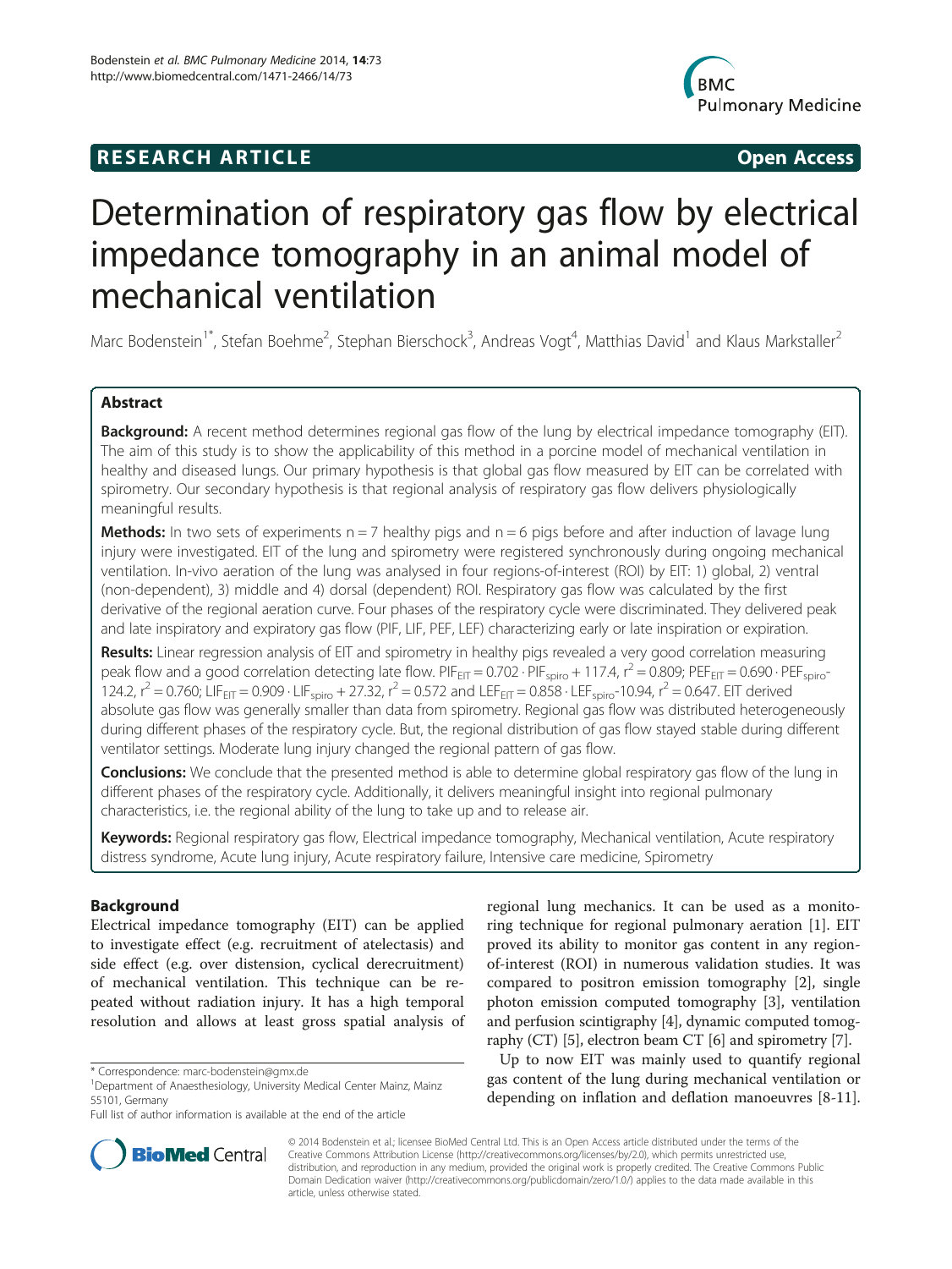**RESEARCH ARTICLE** **Open Access**

# Determination of respiratory gas flow by electrical impedance tomography in an animal model of mechanical ventilation

Marc Bodenstein[1*], Stefan Boehme[2], Stephan Bierschock[3], Andreas Vogt[4], Matthias David[1] and Klaus Markstaller[2]

## Abstract

**Background:** A recent method determines regional gas flow of the lung by electrical impedance tomography (EIT). The aim of this study is to show the applicability of this method in a porcine model of mechanical ventilation in healthy and diseased lungs. Our primary hypothesis is that global gas flow measured by EIT can be correlated with spirometry. Our secondary hypothesis is that regional analysis of respiratory gas flow delivers physiologically meaningful results.

**Methods:** In two sets of experiments n = 7 healthy pigs and n = 6 pigs before and after induction of lavage lung injury were investigated. EIT of the lung and spirometry were registered synchronously during ongoing mechanical ventilation. In-vivo aeration of the lung was analysed in four regions-of-interest (ROI) by EIT: 1) global, 2) ventral (non-dependent), 3) middle and 4) dorsal (dependent) ROI. Respiratory gas flow was calculated by the first derivative of the regional aeration curve. Four phases of the respiratory cycle were discriminated. They delivered peak and late inspiratory and expiratory gas flow (PIF, LIF, PEF, LEF) characterizing early or late inspiration or expiration.

**Results:** Linear regression analysis of EIT and spirometry in healthy pigs revealed a very good correlation measuring peak flow and a good correlation detecting late flow. $PIF_{EIT} = 0.702 \cdot PIF_{spiro} + 117.4$, $r^2 = 0.809$; $PEF_{EIT} = 0.690 \cdot PEF_{spiro} - 124.2$, $r^2 = 0.760$; $LIF_{EIT} = 0.909 \cdot LIF_{spiro} + 27.32$, $r^2 = 0.572$ and $LEF_{EIT} = 0.858 \cdot LEF_{spiro} - 10.94$, $r^2 = 0.647$. EIT derived absolute gas flow was generally smaller than data from spirometry. Regional gas flow was distributed heterogeneously during different phases of the respiratory cycle. But, the regional distribution of gas flow stayed stable during different ventilator settings. Moderate lung injury changed the regional pattern of gas flow.

**Conclusions:** We conclude that the presented method is able to determine global respiratory gas flow of the lung in different phases of the respiratory cycle. Additionally, it delivers meaningful insight into regional pulmonary characteristics, i.e. the regional ability of the lung to take up and to release air.

**Keywords:** Regional respiratory gas flow, Electrical impedance tomography, Mechanical ventilation, Acute respiratory distress syndrome, Acute lung injury, Acute respiratory failure, Intensive care medicine, Spirometry

## Background

Electrical impedance tomography (EIT) can be applied to investigate effect (e.g. recruitment of atelectasis) and side effect (e.g. over distension, cyclical derecruitment) of mechanical ventilation. This technique can be repeated without radiation injury. It has a high temporal resolution and allows at least gross spatial analysis of regional lung mechanics. It can be used as a monitoring technique for regional pulmonary aeration [1]. EIT proved its ability to monitor gas content in any region-of-interest (ROI) in numerous validation studies. It was compared to positron emission tomography [2], single photon emission computed tomography [3], ventilation and perfusion scintigraphy [4], dynamic computed tomography (CT) [5], electron beam CT [6] and spirometry [7].

Up to now EIT was mainly used to quantify regional gas content of the lung during mechanical ventilation or depending on inflation and deflation manoeuvres [8-11].

\* Correspondence: marc-bodenstein@gmx.de
[1]Department of Anaesthesiology, University Medical Center Mainz, Mainz 55101, Germany
Full list of author information is available at the end of the article

© 2014 Bodenstein et al.; licensee BioMed Central Ltd. This is an Open Access article distributed under the terms of the Creative Commons Attribution License (http://creativecommons.org/licenses/by/2.0), which permits unrestricted use, distribution, and reproduction in any medium, provided the original work is properly credited. The Creative Commons Public Domain Dedication waiver (http://creativecommons.org/publicdomain/zero/1.0/) applies to the data made available in this article, unless otherwise stated.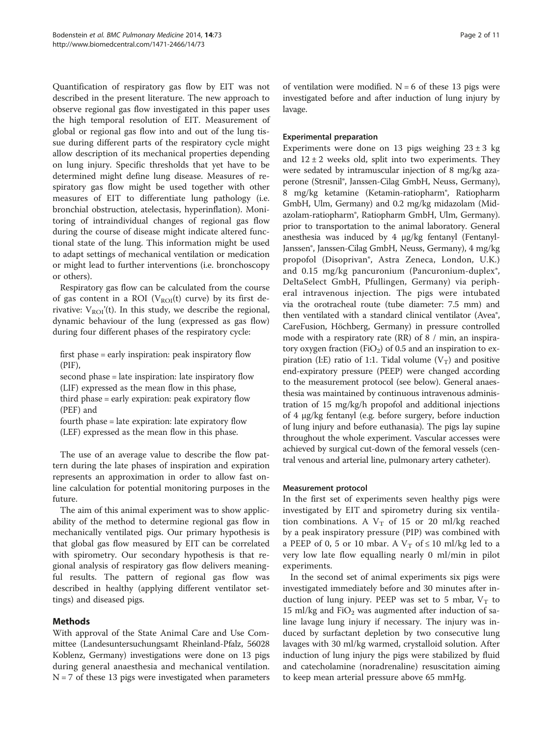Quantification of respiratory gas flow by EIT was not described in the present literature. The new approach to observe regional gas flow investigated in this paper uses the high temporal resolution of EIT. Measurement of global or regional gas flow into and out of the lung tissue during different parts of the respiratory cycle might allow description of its mechanical properties depending on lung injury. Specific thresholds that yet have to be determined might define lung disease. Measures of respiratory gas flow might be used together with other measures of EIT to differentiate lung pathology (i.e. bronchial obstruction, atelectasis, hyperinflation). Monitoring of intraindividual changes of regional gas flow during the course of disease might indicate altered functional state of the lung. This information might be used to adapt settings of mechanical ventilation or medication or might lead to further interventions (i.e. bronchoscopy or others).

Respiratory gas flow can be calculated from the course of gas content in a ROI ($V_{ROI}(t)$ curve) by its first derivative: $V_{ROI}'(t)$. In this study, we describe the regional, dynamic behaviour of the lung (expressed as gas flow) during four different phases of the respiratory cycle:

first phase = early inspiration: peak inspiratory flow (PIF),
second phase = late inspiration: late inspiratory flow (LIF) expressed as the mean flow in this phase,
third phase = early expiration: peak expiratory flow (PEF) and
fourth phase = late expiration: late expiratory flow (LEF) expressed as the mean flow in this phase.

The use of an average value to describe the flow pattern during the late phases of inspiration and expiration represents an approximation in order to allow fast online calculation for potential monitoring purposes in the future.

The aim of this animal experiment was to show applicability of the method to determine regional gas flow in mechanically ventilated pigs. Our primary hypothesis is that global gas flow measured by EIT can be correlated with spirometry. Our secondary hypothesis is that regional analysis of respiratory gas flow delivers meaningful results. The pattern of regional gas flow was described in healthy (applying different ventilator settings) and diseased pigs.

## Methods

With approval of the State Animal Care and Use Committee (Landesuntersuchungsamt Rheinland-Pfalz, 56028 Koblenz, Germany) investigations were done on 13 pigs during general anaesthesia and mechanical ventilation. N = 7 of these 13 pigs were investigated when parameters of ventilation were modified. N = 6 of these 13 pigs were investigated before and after induction of lung injury by lavage.

### Experimental preparation

Experiments were done on 13 pigs weighing 23 ± 3 kg and 12 ± 2 weeks old, split into two experiments. They were sedated by intramuscular injection of 8 mg/kg azaperone (Stresnil®, Janssen-Cilag GmbH, Neuss, Germany), 8 mg/kg ketamine (Ketamin-ratiopharm®, Ratiopharm GmbH, Ulm, Germany) and 0.2 mg/kg midazolam (Midazolam-ratiopharm®, Ratiopharm GmbH, Ulm, Germany). prior to transportation to the animal laboratory. General anesthesia was induced by 4 μg/kg fentanyl (Fentanyl-Janssen®, Janssen-Cilag GmbH, Neuss, Germany), 4 mg/kg propofol (Disoprivan®, Astra Zeneca, London, U.K.) and 0.15 mg/kg pancuronium (Pancuronium-duplex®, DeltaSelect GmbH, Pfullingen, Germany) via peripheral intravenous injection. The pigs were intubated via the orotracheal route (tube diameter: 7.5 mm) and then ventilated with a standard clinical ventilator (Avea®, CareFusion, Höchberg, Germany) in pressure controlled mode with a respiratory rate (RR) of 8 / min, an inspiratory oxygen fraction ($FiO_2$) of 0.5 and an inspiration to expiration (I:E) ratio of 1:1. Tidal volume ($V_T$) and positive end-expiratory pressure (PEEP) were changed according to the measurement protocol (see below). General anaesthesia was maintained by continuous intravenous administration of 15 mg/kg/h propofol and additional injections of 4 μg/kg fentanyl (e.g. before surgery, before induction of lung injury and before euthanasia). The pigs lay supine throughout the whole experiment. Vascular accesses were achieved by surgical cut-down of the femoral vessels (central venous and arterial line, pulmonary artery catheter).

### Measurement protocol

In the first set of experiments seven healthy pigs were investigated by EIT and spirometry during six ventilation combinations. A $V_T$ of 15 or 20 ml/kg reached by a peak inspiratory pressure (PIP) was combined with a PEEP of 0, 5 or 10 mbar. A $V_T$ of ≤ 10 ml/kg led to a very low late flow equalling nearly 0 ml/min in pilot experiments.

In the second set of animal experiments six pigs were investigated immediately before and 30 minutes after induction of lung injury. PEEP was set to 5 mbar, $V_T$ to 15 ml/kg and $FiO_2$ was augmented after induction of saline lavage lung injury if necessary. The injury was induced by surfactant depletion by two consecutive lung lavages with 30 ml/kg warmed, crystalloid solution. After induction of lung injury the pigs were stabilized by fluid and catecholamine (noradrenaline) resuscitation aiming to keep mean arterial pressure above 65 mmHg.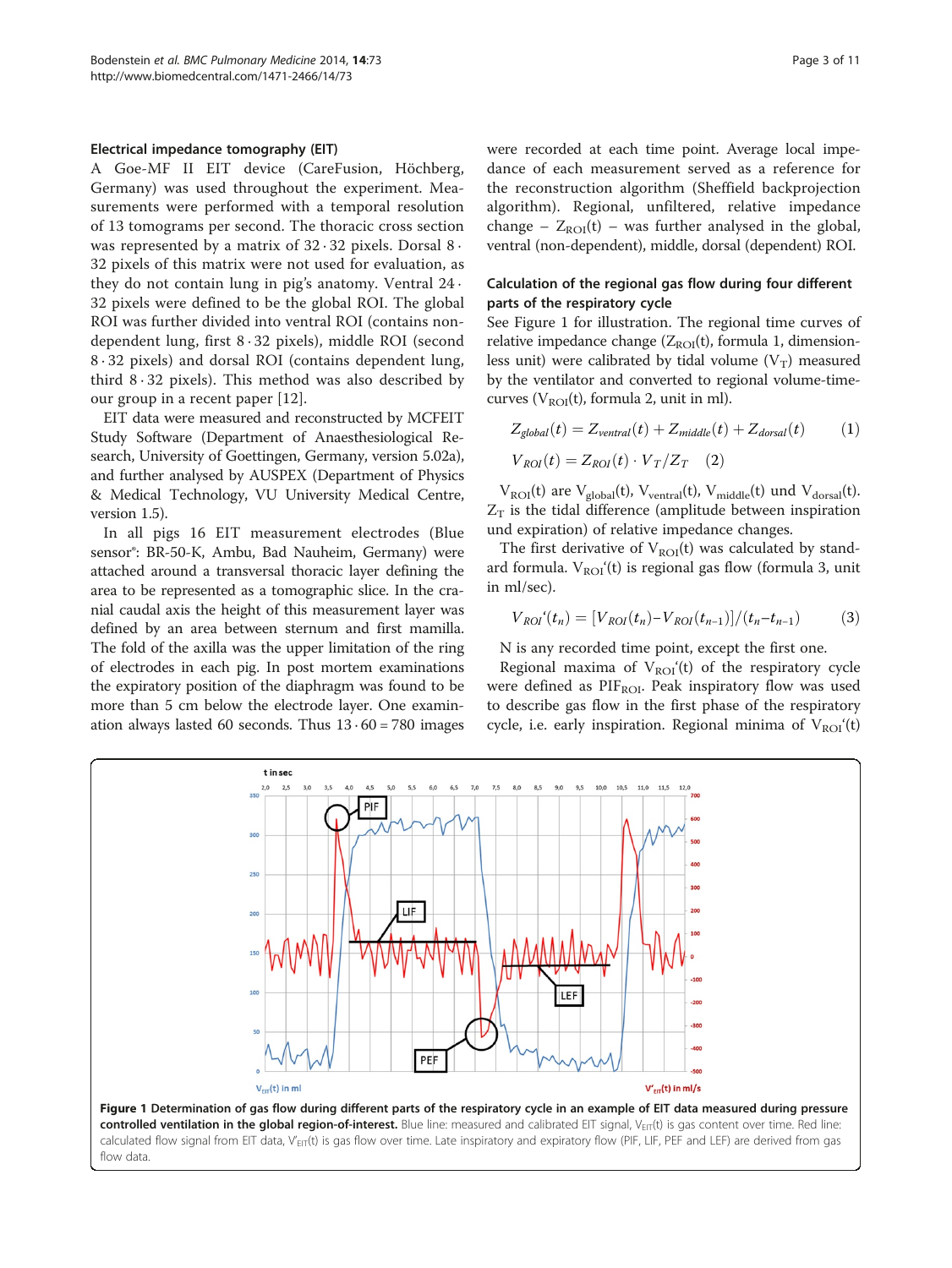### Electrical impedance tomography (EIT)

A Goe-MF II EIT device (CareFusion, Höchberg, Germany) was used throughout the experiment. Measurements were performed with a temporal resolution of 13 tomograms per second. The thoracic cross section was represented by a matrix of 32 · 32 pixels. Dorsal 8 · 32 pixels of this matrix were not used for evaluation, as they do not contain lung in pig's anatomy. Ventral 24 · 32 pixels were defined to be the global ROI. The global ROI was further divided into ventral ROI (contains non-dependent lung, first 8 · 32 pixels), middle ROI (second 8 · 32 pixels) and dorsal ROI (contains dependent lung, third 8 · 32 pixels). This method was also described by our group in a recent paper [12].

EIT data were measured and reconstructed by MCFEIT Study Software (Department of Anaesthesiological Research, University of Goettingen, Germany, version 5.02a), and further analysed by AUSPEX (Department of Physics & Medical Technology, VU University Medical Centre, version 1.5).

In all pigs 16 EIT measurement electrodes (Blue sensor®: BR-50-K, Ambu, Bad Nauheim, Germany) were attached around a transversal thoracic layer defining the area to be represented as a tomographic slice. In the cranial caudal axis the height of this measurement layer was defined by an area between sternum and first mamilla. The fold of the axilla was the upper limitation of the ring of electrodes in each pig. In post mortem examinations the expiratory position of the diaphragm was found to be more than 5 cm below the electrode layer. One examination always lasted 60 seconds. Thus 13 · 60 = 780 images were recorded at each time point. Average local impedance of each measurement served as a reference for the reconstruction algorithm (Sheffield backprojection algorithm). Regional, unfiltered, relative impedance change – $Z_{ROI}(t)$ – was further analysed in the global, ventral (non-dependent), middle, dorsal (dependent) ROI.

### Calculation of the regional gas flow during four different parts of the respiratory cycle

See Figure 1 for illustration. The regional time curves of relative impedance change ($Z_{ROI}(t)$, formula 1, dimensionless unit) were calibrated by tidal volume ($V_T$) measured by the ventilator and converted to regional volume-time-curves ($V_{ROI}(t)$, formula 2, unit in ml).

$$Z_{global}(t) = Z_{ventral}(t) + Z_{middle}(t) + Z_{dorsal}(t) \quad (1)$$

$$V_{ROI}(t) = Z_{ROI}(t) \cdot V_T / Z_T \quad (2)$$

$V_{ROI}(t)$ are $V_{global}(t)$, $V_{ventral}(t)$, $V_{middle}(t)$ und $V_{dorsal}(t)$. $Z_T$ is the tidal difference (amplitude between inspiration und expiration) of relative impedance changes.

The first derivative of $V_{ROI}(t)$ was calculated by standard formula. $V_{ROI}'(t)$ is regional gas flow (formula 3, unit in ml/sec).

$$V_{ROI}'(t_n) = [V_{ROI}(t_n) - V_{ROI}(t_{n-1})] / (t_n - t_{n-1}) \quad (3)$$

N is any recorded time point, except the first one.

Regional maxima of $V_{ROI}'(t)$ of the respiratory cycle were defined as $PIF_{ROI}$. Peak inspiratory flow was used to describe gas flow in the first phase of the respiratory cycle, i.e. early inspiration. Regional minima of $V_{ROI}'(t)$

**Figure 1 Determination of gas flow during different parts of the respiratory cycle in an example of EIT data measured during pressure controlled ventilation in the global region-of-interest.** Blue line: measured and calibrated EIT signal, $V_{EIT}(t)$ is gas content over time. Red line: calculated flow signal from EIT data, $V'_{EIT}(t)$ is gas flow over time. Late inspiratory and expiratory flow (PIF, LIF, PEF and LEF) are derived from gas flow data.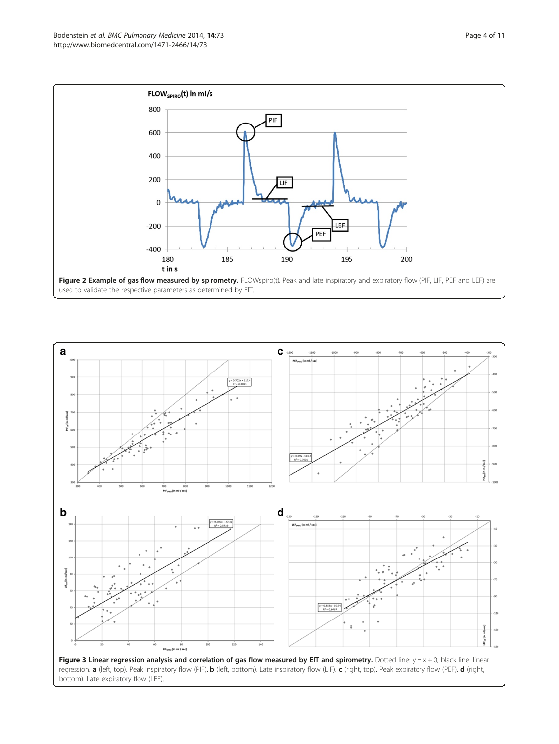**Figure 2 Example of gas flow measured by spirometry.** FLOWspiro(t). Peak and late inspiratory and expiratory flow (PIF, LIF, PEF and LEF) are used to validate the respective parameters as determined by EIT.

**Figure 3 Linear regression analysis and correlation of gas flow measured by EIT and spirometry.** Dotted line: y = x + 0, black line: linear regression. **a** (left, top). Peak inspiratory flow (PIF). **b** (left, bottom). Late inspiratory flow (LIF). **c** (right, top). Peak expiratory flow (PEF). **d** (right, bottom). Late expiratory flow (LEF).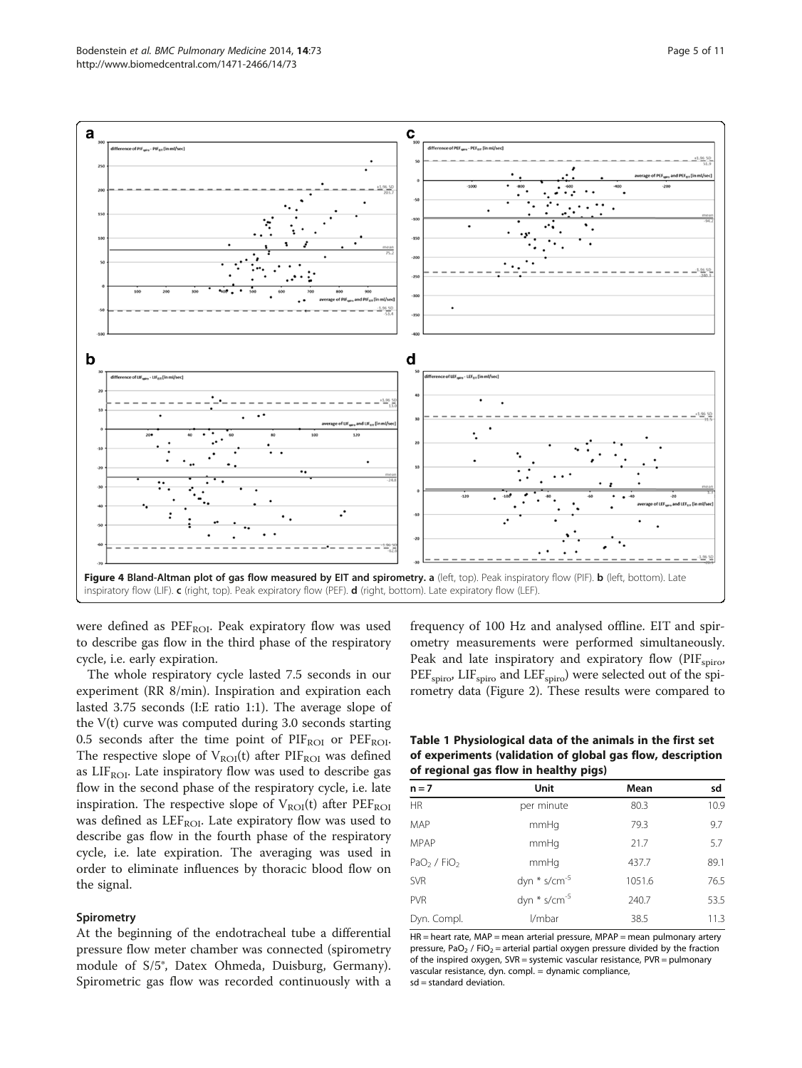Figure 4 Bland-Altman plot of gas flow measured by EIT and spirometry. a (left, top). Peak inspiratory flow (PIF). b (left, bottom). Late inspiratory flow (LIF). c (right, top). Peak expiratory flow (PEF). d (right, bottom). Late expiratory flow (LEF).

were defined as $PEF_{ROI}$. Peak expiratory flow was used to describe gas flow in the third phase of the respiratory cycle, i.e. early expiration.

The whole respiratory cycle lasted 7.5 seconds in our experiment (RR 8/min). Inspiration and expiration each lasted 3.75 seconds (I:E ratio 1:1). The average slope of the V(t) curve was computed during 3.0 seconds starting 0.5 seconds after the time point of $PIF_{ROI}$ or $PEF_{ROI}$. The respective slope of $V_{ROI}(t)$ after $PIF_{ROI}$ was defined as $LIF_{ROI}$. Late inspiratory flow was used to describe gas flow in the second phase of the respiratory cycle, i.e. late inspiration. The respective slope of $V_{ROI}(t)$ after $PEF_{ROI}$ was defined as $LEF_{ROI}$. Late expiratory flow was used to describe gas flow in the fourth phase of the respiratory cycle, i.e. late expiration. The averaging was used in order to eliminate influences by thoracic blood flow on the signal.

### Spirometry

At the beginning of the endotracheal tube a differential pressure flow meter chamber was connected (spirometry module of S/5®, Datex Ohmeda, Duisburg, Germany). Spirometric gas flow was recorded continuously with a frequency of 100 Hz and analysed offline. EIT and spirometry measurements were performed simultaneously. Peak and late inspiratory and expiratory flow ($PIF_{spiro}$, $PEF_{spiro}$, $LIF_{spiro}$ and $LEF_{spiro}$) were selected out of the spirometry data (Figure 2). These results were compared to

**Table 1 Physiological data of the animals in the first set of experiments (validation of global gas flow, description of regional gas flow in healthy pigs)**

| n = 7 | Unit | Mean | sd |
|---|---|---|---|
| HR | per minute | 80.3 | 10.9 |
| MAP | mmHg | 79.3 | 9.7 |
| MPAP | mmHg | 21.7 | 5.7 |
| $PaO_2$ / $FiO_2$ | mmHg | 437.7 | 89.1 |
| SVR | dyn * s/cm$^{-5}$ | 1051.6 | 76.5 |
| PVR | dyn * s/cm$^{-5}$ | 240.7 | 53.5 |
| Dyn. Compl. | l/mbar | 38.5 | 11.3 |

HR = heart rate, MAP = mean arterial pressure, MPAP = mean pulmonary artery pressure, $PaO_2$ / $FiO_2$ = arterial partial oxygen pressure divided by the fraction of the inspired oxygen, SVR = systemic vascular resistance, PVR = pulmonary vascular resistance, dyn. compl. = dynamic compliance, sd = standard deviation.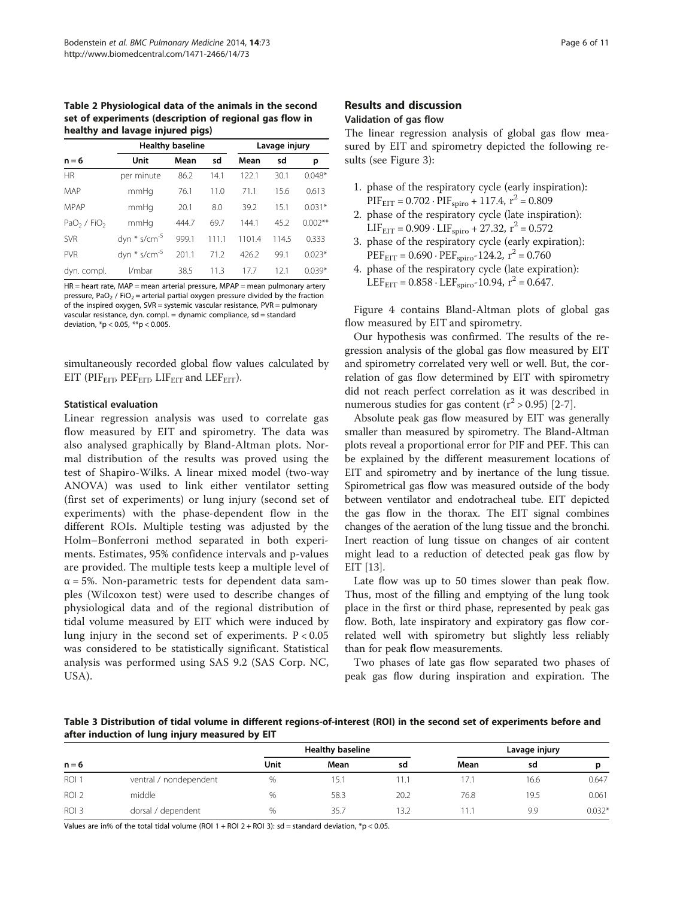**Table 2 Physiological data of the animals in the second set of experiments (description of regional gas flow in healthy and lavage injured pigs)**

| n = 6 | Healthy baseline | | | Lavage injury | | |
|---|---|---|---|---|---|---|
| | Unit | Mean | sd | Mean | sd | p |
| HR | per minute | 86.2 | 14.1 | 122.1 | 30.1 | 0.048* |
| MAP | mmHg | 76.1 | 11.0 | 71.1 | 15.6 | 0.613 |
| MPAP | mmHg | 20.1 | 8.0 | 39.2 | 15.1 | 0.031* |
| $PaO_2$ / $FiO_2$ | mmHg | 444.7 | 69.7 | 144.1 | 45.2 | 0.002** |
| SVR | dyn * s/cm$^{-5}$ | 999.1 | 111.1 | 1101.4 | 114.5 | 0.333 |
| PVR | dyn * s/cm$^{-5}$ | 201.1 | 71.2 | 426.2 | 99.1 | 0.023* |
| dyn. compl. | l/mbar | 38.5 | 11.3 | 17.7 | 12.1 | 0.039* |

HR = heart rate, MAP = mean arterial pressure, MPAP = mean pulmonary artery pressure, $PaO_2$ / $FiO_2$ = arterial partial oxygen pressure divided by the fraction of the inspired oxygen, SVR = systemic vascular resistance, PVR = pulmonary vascular resistance, dyn. compl. = dynamic compliance, sd = standard deviation, *p < 0.05, **p < 0.005.

simultaneously recorded global flow values calculated by EIT ($PIF_{EIT}$, $PEF_{EIT}$, $LIF_{EIT}$ and $LEF_{EIT}$).

### Statistical evaluation

Linear regression analysis was used to correlate gas flow measured by EIT and spirometry. The data was also analysed graphically by Bland-Altman plots. Normal distribution of the results was proved using the test of Shapiro-Wilks. A linear mixed model (two-way ANOVA) was used to link either ventilator setting (first set of experiments) or lung injury (second set of experiments) with the phase-dependent flow in the different ROIs. Multiple testing was adjusted by the Holm–Bonferroni method separated in both experiments. Estimates, 95% confidence intervals and p-values are provided. The multiple tests keep a multiple level of $\alpha = 5\%$. Non-parametric tests for dependent data samples (Wilcoxon test) were used to describe changes of physiological data and of the regional distribution of tidal volume measured by EIT which were induced by lung injury in the second set of experiments. $P < 0.05$ was considered to be statistically significant. Statistical analysis was performed using SAS 9.2 (SAS Corp. NC, USA).

## Results and discussion

### Validation of gas flow

The linear regression analysis of global gas flow measured by EIT and spirometry depicted the following results (see Figure 3):

1. phase of the respiratory cycle (early inspiration): $PIF_{EIT} = 0.702 \cdot PIF_{spiro} + 117.4$, $r^2 = 0.809$
2. phase of the respiratory cycle (late inspiration): $LIF_{EIT} = 0.909 \cdot LIF_{spiro} + 27.32$, $r^2 = 0.572$
3. phase of the respiratory cycle (early expiration): $PEF_{EIT} = 0.690 \cdot PEF_{spiro} - 124.2$, $r^2 = 0.760$
4. phase of the respiratory cycle (late expiration): $LEF_{EIT} = 0.858 \cdot LEF_{spiro} - 10.94$, $r^2 = 0.647$.

Figure 4 contains Bland-Altman plots of global gas flow measured by EIT and spirometry.

Our hypothesis was confirmed. The results of the regression analysis of the global gas flow measured by EIT and spirometry correlated very well or well. But, the correlation of gas flow determined by EIT with spirometry did not reach perfect correlation as it was described in numerous studies for gas content ($r^2 > 0.95$) [2-7].

Absolute peak gas flow measured by EIT was generally smaller than measured by spirometry. The Bland-Altman plots reveal a proportional error for PIF and PEF. This can be explained by the different measurement locations of EIT and spirometry and by inertance of the lung tissue. Spirometrical gas flow was measured outside of the body between ventilator and endotracheal tube. EIT depicted the gas flow in the thorax. The EIT signal combines changes of the aeration of the lung tissue and the bronchi. Inert reaction of lung tissue on changes of air content might lead to a reduction of detected peak gas flow by EIT [13].

Late flow was up to 50 times slower than peak flow. Thus, most of the filling and emptying of the lung took place in the first or third phase, represented by peak gas flow. Both, late inspiratory and expiratory gas flow correlated well with spirometry but slightly less reliably than for peak flow measurements.

Two phases of late gas flow separated two phases of peak gas flow during inspiration and expiration. The

**Table 3 Distribution of tidal volume in different regions-of-interest (ROI) in the second set of experiments before and after induction of lung injury measured by EIT**

| n = 6 | | Healthy baseline | | | Lavage injury | | |
|---|---|---|---|---|---|---|---|
| | | Unit | Mean | sd | Mean | sd | p |
| ROI 1 | ventral / nondependent | % | 15.1 | 11.1 | 17.1 | 16.6 | 0.647 |
| ROI 2 | middle | % | 58.3 | 20.2 | 76.8 | 19.5 | 0.061 |
| ROI 3 | dorsal / dependent | % | 35.7 | 13.2 | 11.1 | 9.9 | 0.032* |

Values are in% of the total tidal volume (ROI 1 + ROI 2 + ROI 3): sd = standard deviation, *p < 0.05.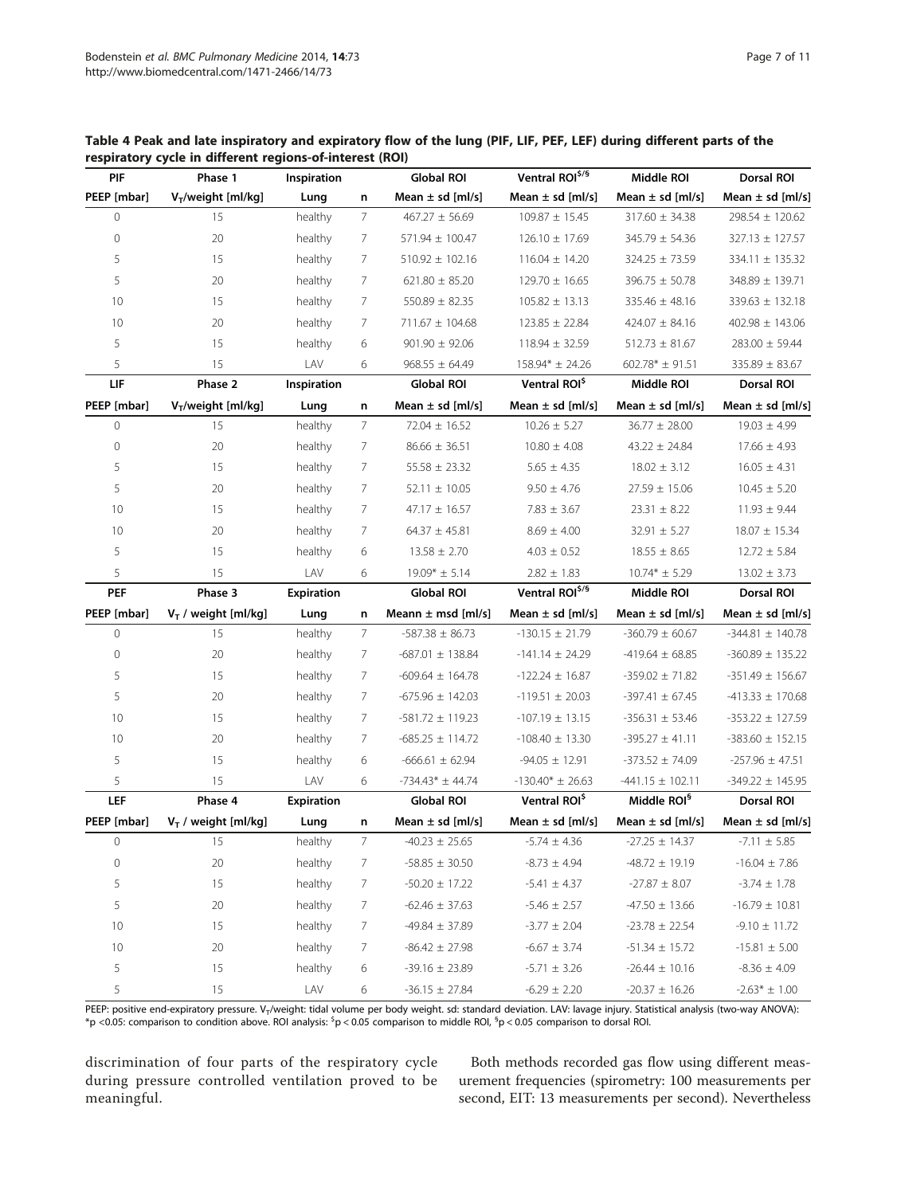**Table 4 Peak and late inspiratory and expiratory flow of the lung (PIF, LIF, PEF, LEF) during different parts of the respiratory cycle in different regions-of-interest (ROI)**

| PIF | Phase 1 | Inspiration | | Global ROI | Ventral ROI[$/§] | Middle ROI | Dorsal ROI |
|---|---|---|---|---|---|---|---|
| PEEP [mbar] | $V_T$/weight [ml/kg] | Lung | n | Mean ± sd [ml/s] | Mean ± sd [ml/s] | Mean ± sd [ml/s] | Mean ± sd [ml/s] |
| 0 | 15 | healthy | 7 | 467.27 ± 56.69 | 109.87 ± 15.45 | 317.60 ± 34.38 | 298.54 ± 120.62 |
| 0 | 20 | healthy | 7 | 571.94 ± 100.47 | 126.10 ± 17.69 | 345.79 ± 54.36 | 327.13 ± 127.57 |
| 5 | 15 | healthy | 7 | 510.92 ± 102.16 | 116.04 ± 14.20 | 324.25 ± 73.59 | 334.11 ± 135.32 |
| 5 | 20 | healthy | 7 | 621.80 ± 85.20 | 129.70 ± 16.65 | 396.75 ± 50.78 | 348.89 ± 139.71 |
| 10 | 15 | healthy | 7 | 550.89 ± 82.35 | 105.82 ± 13.13 | 335.46 ± 48.16 | 339.63 ± 132.18 |
| 10 | 20 | healthy | 7 | 711.67 ± 104.68 | 123.85 ± 22.84 | 424.07 ± 84.16 | 402.98 ± 143.06 |
| 5 | 15 | healthy | 6 | 901.90 ± 92.06 | 118.94 ± 32.59 | 512.73 ± 81.67 | 283.00 ± 59.44 |
| 5 | 15 | LAV | 6 | 968.55 ± 64.49 | 158.94* ± 24.26 | 602.78* ± 91.51 | 335.89 ± 83.67 |
| **LIF** | **Phase 2** | **Inspiration** | | **Global ROI** | **Ventral ROI[$]** | **Middle ROI** | **Dorsal ROI** |
| PEEP [mbar] | $V_T$/weight [ml/kg] | Lung | n | Mean ± sd [ml/s] | Mean ± sd [ml/s] | Mean ± sd [ml/s] | Mean ± sd [ml/s] |
| 0 | 15 | healthy | 7 | 72.04 ± 16.52 | 10.26 ± 5.27 | 36.77 ± 28.00 | 19.03 ± 4.99 |
| 0 | 20 | healthy | 7 | 86.66 ± 36.51 | 10.80 ± 4.08 | 43.22 ± 24.84 | 17.66 ± 4.93 |
| 5 | 15 | healthy | 7 | 55.58 ± 23.32 | 5.65 ± 4.35 | 18.02 ± 3.12 | 16.05 ± 4.31 |
| 5 | 20 | healthy | 7 | 52.11 ± 10.05 | 9.50 ± 4.76 | 27.59 ± 15.06 | 10.45 ± 5.20 |
| 10 | 15 | healthy | 7 | 47.17 ± 16.57 | 7.83 ± 3.67 | 23.31 ± 8.22 | 11.93 ± 9.44 |
| 10 | 20 | healthy | 7 | 64.37 ± 45.81 | 8.69 ± 4.00 | 32.91 ± 5.27 | 18.07 ± 15.34 |
| 5 | 15 | healthy | 6 | 13.58 ± 2.70 | 4.03 ± 0.52 | 18.55 ± 8.65 | 12.72 ± 5.84 |
| 5 | 15 | LAV | 6 | 19.09* ± 5.14 | 2.82 ± 1.83 | 10.74* ± 5.29 | 13.02 ± 3.73 |
| **PEF** | **Phase 3** | **Expiration** | | **Global ROI** | **Ventral ROI[$/§]** | **Middle ROI** | **Dorsal ROI** |
| PEEP [mbar] | $V_T$ / weight [ml/kg] | Lung | n | Meann ± msd [ml/s] | Mean ± sd [ml/s] | Mean ± sd [ml/s] | Mean ± sd [ml/s] |
| 0 | 15 | healthy | 7 | -587.38 ± 86.73 | -130.15 ± 21.79 | -360.79 ± 60.67 | -344.81 ± 140.78 |
| 0 | 20 | healthy | 7 | -687.01 ± 138.84 | -141.14 ± 24.29 | -419.64 ± 68.85 | -360.89 ± 135.22 |
| 5 | 15 | healthy | 7 | -609.64 ± 164.78 | -122.24 ± 16.87 | -359.02 ± 71.82 | -351.49 ± 156.67 |
| 5 | 20 | healthy | 7 | -675.96 ± 142.03 | -119.51 ± 20.03 | -397.41 ± 67.45 | -413.33 ± 170.68 |
| 10 | 15 | healthy | 7 | -581.72 ± 119.23 | -107.19 ± 13.15 | -356.31 ± 53.46 | -353.22 ± 127.59 |
| 10 | 20 | healthy | 7 | -685.25 ± 114.72 | -108.40 ± 13.30 | -395.27 ± 41.11 | -383.60 ± 152.15 |
| 5 | 15 | healthy | 6 | -666.61 ± 62.94 | -94.05 ± 12.91 | -373.52 ± 74.09 | -257.96 ± 47.51 |
| 5 | 15 | LAV | 6 | -734.43* ± 44.74 | -130.40* ± 26.63 | -441.15 ± 102.11 | -349.22 ± 145.95 |
| **LEF** | **Phase 4** | **Expiration** | | **Global ROI** | **Ventral ROI[$]** | **Middle ROI[§]** | **Dorsal ROI** |
| PEEP [mbar] | $V_T$ / weight [ml/kg] | Lung | n | Mean ± sd [ml/s] | Mean ± sd [ml/s] | Mean ± sd [ml/s] | Mean ± sd [ml/s] |
| 0 | 15 | healthy | 7 | -40.23 ± 25.65 | -5.74 ± 4.36 | -27.25 ± 14.37 | -7.11 ± 5.85 |
| 0 | 20 | healthy | 7 | -58.85 ± 30.50 | -8.73 ± 4.94 | -48.72 ± 19.19 | -16.04 ± 7.86 |
| 5 | 15 | healthy | 7 | -50.20 ± 17.22 | -5.41 ± 4.37 | -27.87 ± 8.07 | -3.74 ± 1.78 |
| 5 | 20 | healthy | 7 | -62.46 ± 37.63 | -5.46 ± 2.57 | -47.50 ± 13.66 | -16.79 ± 10.81 |
| 10 | 15 | healthy | 7 | -49.84 ± 37.89 | -3.77 ± 2.04 | -23.78 ± 22.54 | -9.10 ± 11.72 |
| 10 | 20 | healthy | 7 | -86.42 ± 27.98 | -6.67 ± 3.74 | -51.34 ± 15.72 | -15.81 ± 5.00 |
| 5 | 15 | healthy | 6 | -39.16 ± 23.89 | -5.71 ± 3.26 | -26.44 ± 10.16 | -8.36 ± 4.09 |
| 5 | 15 | LAV | 6 | -36.15 ± 27.84 | -6.29 ± 2.20 | -20.37 ± 16.26 | -2.63* ± 1.00 |

PEEP: positive end-expiratory pressure. $V_T$/weight: tidal volume per body weight. sd: standard deviation. LAV: lavage injury. Statistical analysis (two-way ANOVA): *p <0.05: comparison to condition above. ROI analysis: [$]p < 0.05 comparison to middle ROI, [§]p < 0.05 comparison to dorsal ROI.

discrimination of four parts of the respiratory cycle during pressure controlled ventilation proved to be meaningful.

Both methods recorded gas flow using different measurement frequencies (spirometry: 100 measurements per second, EIT: 13 measurements per second). Nevertheless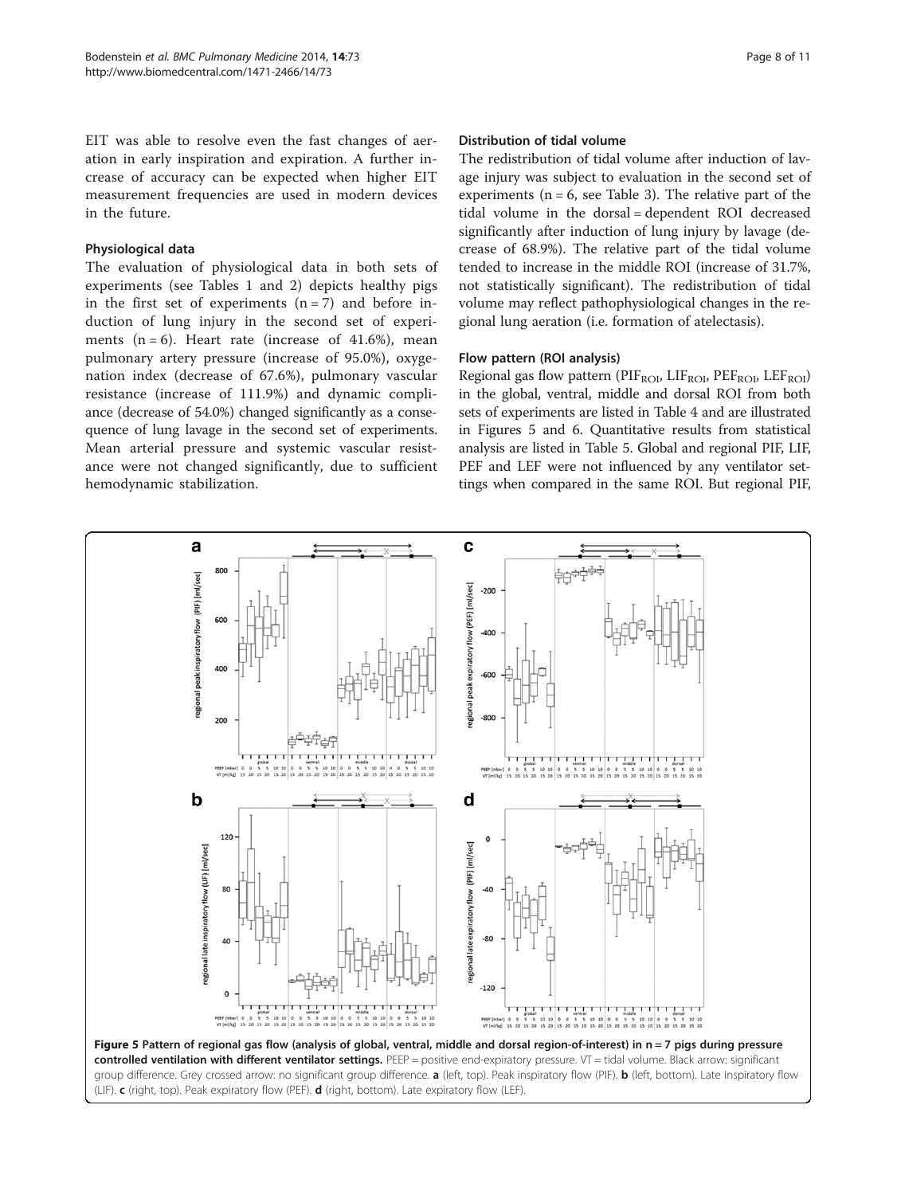EIT was able to resolve even the fast changes of aeration in early inspiration and expiration. A further increase of accuracy can be expected when higher EIT measurement frequencies are used in modern devices in the future.

### Physiological data

The evaluation of physiological data in both sets of experiments (see Tables 1 and 2) depicts healthy pigs in the first set of experiments (n = 7) and before induction of lung injury in the second set of experiments (n = 6). Heart rate (increase of 41.6%), mean pulmonary artery pressure (increase of 95.0%), oxygenation index (decrease of 67.6%), pulmonary vascular resistance (increase of 111.9%) and dynamic compliance (decrease of 54.0%) changed significantly as a consequence of lung lavage in the second set of experiments. Mean arterial pressure and systemic vascular resistance were not changed significantly, due to sufficient hemodynamic stabilization.

### Distribution of tidal volume

The redistribution of tidal volume after induction of lavage injury was subject to evaluation in the second set of experiments (n = 6, see Table 3). The relative part of the tidal volume in the dorsal = dependent ROI decreased significantly after induction of lung injury by lavage (decrease of 68.9%). The relative part of the tidal volume tended to increase in the middle ROI (increase of 31.7%, not statistically significant). The redistribution of tidal volume may reflect pathophysiological changes in the regional lung aeration (i.e. formation of atelectasis).

### Flow pattern (ROI analysis)

Regional gas flow pattern ($PIF_{ROI}$, $LIF_{ROI}$, $PEF_{ROI}$, $LEF_{ROI}$) in the global, ventral, middle and dorsal ROI from both sets of experiments are listed in Table 4 and are illustrated in Figures 5 and 6. Quantitative results from statistical analysis are listed in Table 5. Global and regional PIF, LIF, PEF and LEF were not influenced by any ventilator settings when compared in the same ROI. But regional PIF,

**Figure 5 Pattern of regional gas flow (analysis of global, ventral, middle and dorsal region-of-interest) in n = 7 pigs during pressure controlled ventilation with different ventilator settings.** PEEP = positive end-expiratory pressure. VT = tidal volume. Black arrow: significant group difference. Grey crossed arrow: no significant group difference. **a** (left, top). Peak inspiratory flow (PIF). **b** (left, bottom). Late inspiratory flow (LIF). **c** (right, top). Peak expiratory flow (PEF). **d** (right, bottom). Late expiratory flow (LEF).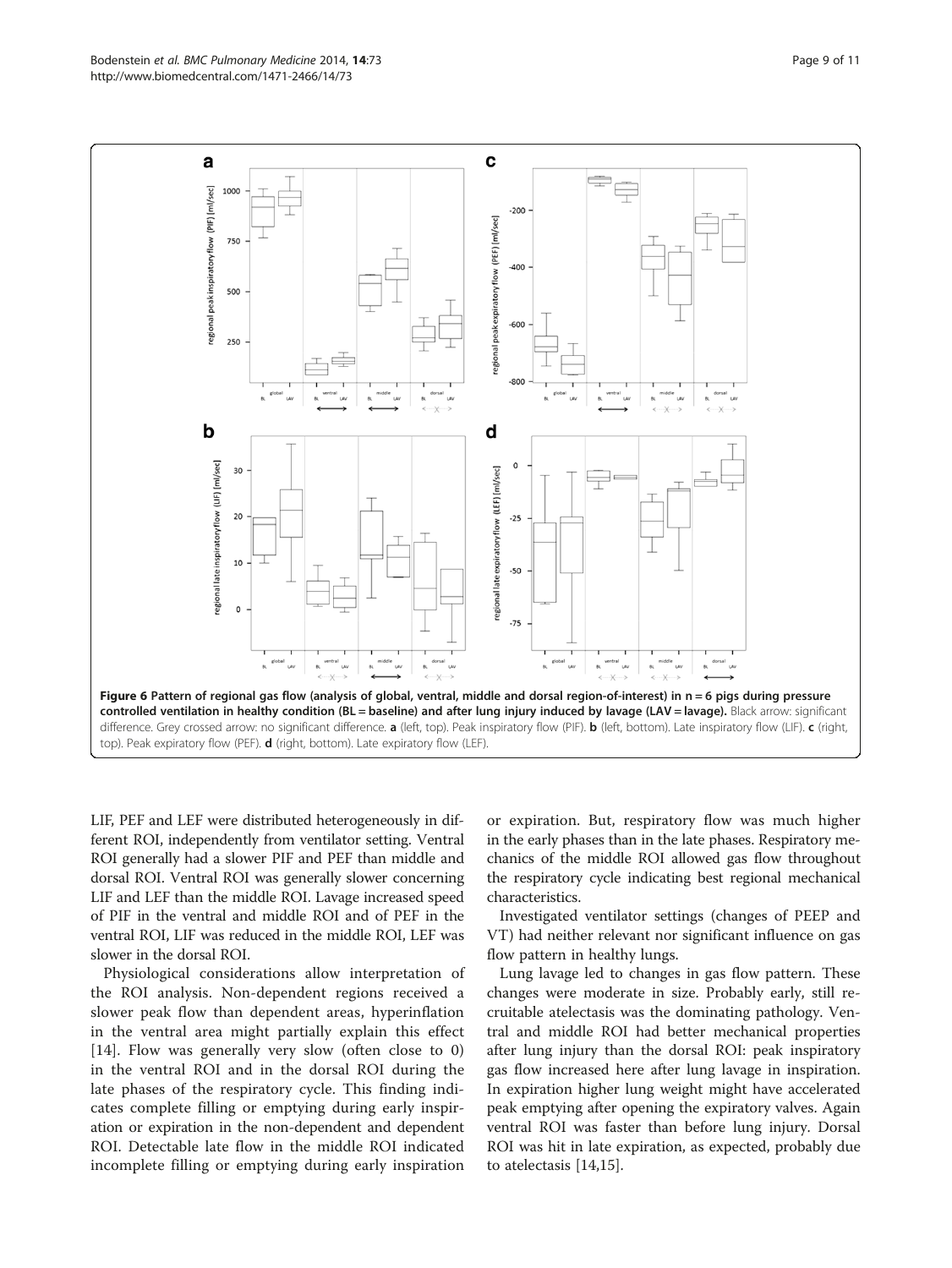a

regional peak inspiratory flow (PIF) [ml/sec]

1000

750

500

250

global BL LAV | ventral BL LAV | middle BL LAV | dorsal BL LAV

c

regional peak expiratory flow (PEF) [ml/sec]

-200

-400

-600

-800

global BL LAV | ventral BL LAV | middle BL LAV | dorsal BL LAV

b

regional late inspiratory flow (LIF) [ml/sec]

30

20

10

0

global BL LAV | ventral BL LAV | middle BL LAV | dorsal BL LAV

d

regional late expiratory flow (LEF) [ml/sec]

0

-25

-50

-75

global BL LAV | ventral BL LAV | middle BL LAV | dorsal BL LAV

**Figure 6 Pattern of regional gas flow (analysis of global, ventral, middle and dorsal region-of-interest) in n = 6 pigs during pressure controlled ventilation in healthy condition (BL = baseline) and after lung injury induced by lavage (LAV = lavage).** Black arrow: significant difference. Grey crossed arrow: no significant difference. **a** (left, top). Peak inspiratory flow (PIF). **b** (left, bottom). Late inspiratory flow (LIF). **c** (right, top). Peak expiratory flow (PEF). **d** (right, bottom). Late expiratory flow (LEF).

LIF, PEF and LEF were distributed heterogeneously in different ROI, independently from ventilator setting. Ventral ROI generally had a slower PIF and PEF than middle and dorsal ROI. Ventral ROI was generally slower concerning LIF and LEF than the middle ROI. Lavage increased speed of PIF in the ventral and middle ROI and of PEF in the ventral ROI, LIF was reduced in the middle ROI, LEF was slower in the dorsal ROI.

Physiological considerations allow interpretation of the ROI analysis. Non-dependent regions received a slower peak flow than dependent areas, hyperinflation in the ventral area might partially explain this effect [14]. Flow was generally very slow (often close to 0) in the ventral ROI and in the dorsal ROI during the late phases of the respiratory cycle. This finding indicates complete filling or emptying during early inspiration or expiration in the non-dependent and dependent ROI. Detectable late flow in the middle ROI indicated incomplete filling or emptying during early inspiration or expiration. But, respiratory flow was much higher in the early phases than in the late phases. Respiratory mechanics of the middle ROI allowed gas flow throughout the respiratory cycle indicating best regional mechanical characteristics.

Investigated ventilator settings (changes of PEEP and VT) had neither relevant nor significant influence on gas flow pattern in healthy lungs.

Lung lavage led to changes in gas flow pattern. These changes were moderate in size. Probably early, still recruitable atelectasis was the dominating pathology. Ventral and middle ROI had better mechanical properties after lung injury than the dorsal ROI: peak inspiratory gas flow increased here after lung lavage in inspiration. In expiration higher lung weight might have accelerated peak emptying after opening the expiratory valves. Again ventral ROI was faster than before lung injury. Dorsal ROI was hit in late expiration, as expected, probably due to atelectasis [14,15].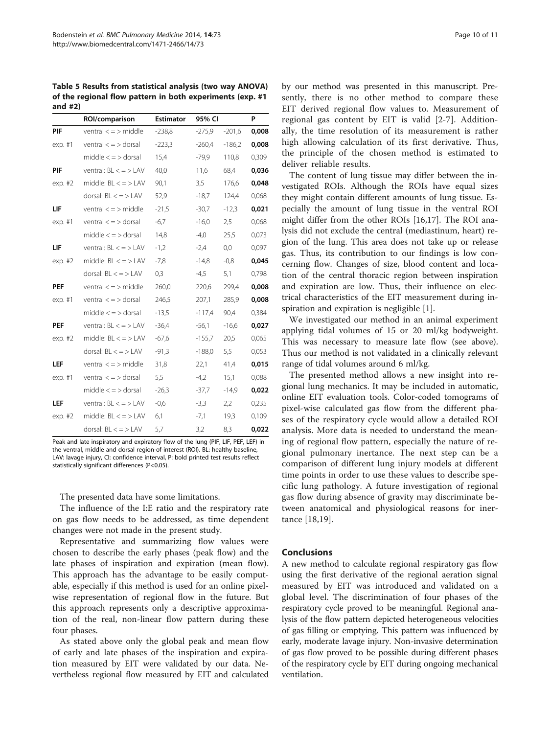**Table 5 Results from statistical analysis (two way ANOVA) of the regional flow pattern in both experiments (exp. #1 and #2)**

| | ROI/comparison | Estimator | 95% CI | | P |
|---|---|---|---|---|---|
| **PIF** | ventral < = > middle | -238,8 | -275,9 | -201,6 | **0,008** |
| exp. #1 | ventral < = > dorsal | -223,3 | -260,4 | -186,2 | **0,008** |
| | middle < = > dorsal | 15,4 | -79,9 | 110,8 | 0,309 |
| **PIF** | ventral: BL < = > LAV | 40,0 | 11,6 | 68,4 | **0,036** |
| exp. #2 | middle: BL < = > LAV | 90,1 | 3,5 | 176,6 | **0,048** |
| | dorsal: BL < = > LAV | 52,9 | -18,7 | 124,4 | 0,068 |
| **LIF** | ventral < = > middle | -21,5 | -30,7 | -12,3 | **0,021** |
| exp. #1 | ventral < = > dorsal | -6,7 | -16,0 | 2,5 | 0,068 |
| | middle < = > dorsal | 14,8 | -4,0 | 25,5 | 0,073 |
| **LIF** | ventral: BL < = > LAV | -1,2 | -2,4 | 0,0 | 0,097 |
| exp. #2 | middle: BL < = > LAV | -7,8 | -14,8 | -0,8 | **0,045** |
| | dorsal: BL < = > LAV | 0,3 | -4,5 | 5,1 | 0,798 |
| **PEF** | ventral < = > middle | 260,0 | 220,6 | 299,4 | **0,008** |
| exp. #1 | ventral < = > dorsal | 246,5 | 207,1 | 285,9 | **0,008** |
| | middle < = > dorsal | -13,5 | -117,4 | 90,4 | 0,384 |
| **PEF** | ventral: BL < = > LAV | -36,4 | -56,1 | -16,6 | **0,027** |
| exp. #2 | middle: BL < = > LAV | -67,6 | -155,7 | 20,5 | 0,065 |
| | dorsal: BL < = > LAV | -91,3 | -188,0 | 5,5 | 0,053 |
| **LEF** | ventral < = > middle | 31,8 | 22,1 | 41,4 | **0,015** |
| exp. #1 | ventral < = > dorsal | 5,5 | -4,2 | 15,1 | 0,088 |
| | middle < = > dorsal | -26,3 | -37,7 | -14,9 | **0,022** |
| **LEF** | ventral: BL < = > LAV | -0,6 | -3,3 | 2,2 | 0,235 |
| exp. #2 | middle: BL < = > LAV | 6,1 | -7,1 | 19,3 | 0,109 |
| | dorsal: BL < = > LAV | 5,7 | 3,2 | 8,3 | **0,022** |

Peak and late inspiratory and expiratory flow of the lung (PIF, LIF, PEF, LEF) in the ventral, middle and dorsal region-of-interest (ROI). BL: healthy baseline, LAV: lavage injury, CI: confidence interval, P: bold printed test results reflect statistically significant differences (P<0.05).

The presented data have some limitations.

The influence of the I:E ratio and the respiratory rate on gas flow needs to be addressed, as time dependent changes were not made in the present study.

Representative and summarizing flow values were chosen to describe the early phases (peak flow) and the late phases of inspiration and expiration (mean flow). This approach has the advantage to be easily computable, especially if this method is used for an online pixel-wise representation of regional flow in the future. But this approach represents only a descriptive approximation of the real, non-linear flow pattern during these four phases.

As stated above only the global peak and mean flow of early and late phases of the inspiration and expiration measured by EIT were validated by our data. Nevertheless regional flow measured by EIT and calculated by our method was presented in this manuscript. Presently, there is no other method to compare these EIT derived regional flow values to. Measurement of regional gas content by EIT is valid [2-7]. Additionally, the time resolution of its measurement is rather high allowing calculation of its first derivative. Thus, the principle of the chosen method is estimated to deliver reliable results.

The content of lung tissue may differ between the investigated ROIs. Although the ROIs have equal sizes they might contain different amounts of lung tissue. Especially the amount of lung tissue in the ventral ROI might differ from the other ROIs [16,17]. The ROI analysis did not exclude the central (mediastinum, heart) region of the lung. This area does not take up or release gas. Thus, its contribution to our findings is low concerning flow. Changes of size, blood content and location of the central thoracic region between inspiration and expiration are low. Thus, their influence on electrical characteristics of the EIT measurement during inspiration and expiration is negligible [1].

We investigated our method in an animal experiment applying tidal volumes of 15 or 20 ml/kg bodyweight. This was necessary to measure late flow (see above). Thus our method is not validated in a clinically relevant range of tidal volumes around 6 ml/kg.

The presented method allows a new insight into regional lung mechanics. It may be included in automatic, online EIT evaluation tools. Color-coded tomograms of pixel-wise calculated gas flow from the different phases of the respiratory cycle would allow a detailed ROI analysis. More data is needed to understand the meaning of regional flow pattern, especially the nature of regional pulmonary inertance. The next step can be a comparison of different lung injury models at different time points in order to use these values to describe specific lung pathology. A future investigation of regional gas flow during absence of gravity may discriminate between anatomical and physiological reasons for inertance [18,19].

## Conclusions

A new method to calculate regional respiratory gas flow using the first derivative of the regional aeration signal measured by EIT was introduced and validated on a global level. The discrimination of four phases of the respiratory cycle proved to be meaningful. Regional analysis of the flow pattern depicted heterogeneous velocities of gas filling or emptying. This pattern was influenced by early, moderate lavage injury. Non-invasive determination of gas flow proved to be possible during different phases of the respiratory cycle by EIT during ongoing mechanical ventilation.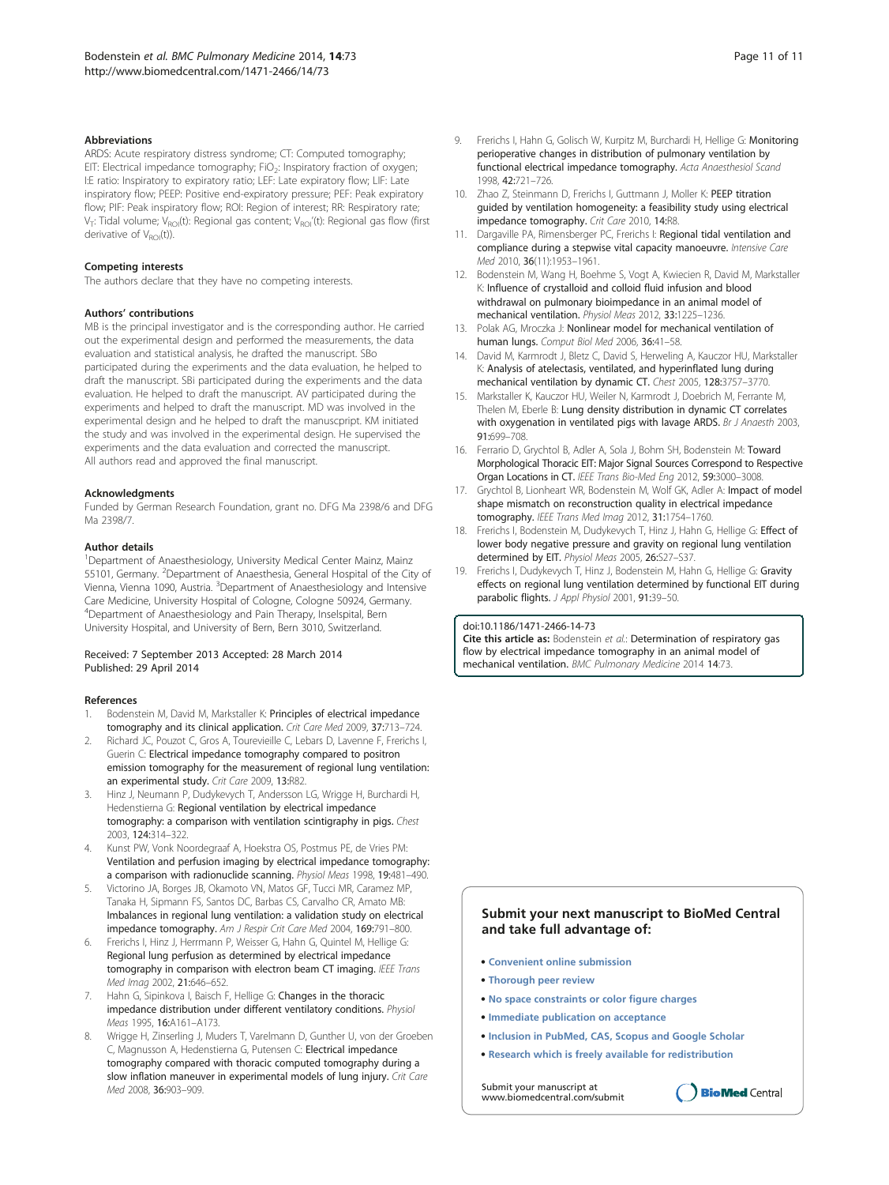### Abbreviations

ARDS: Acute respiratory distress syndrome; CT: Computed tomography; EIT: Electrical impedance tomography; $FiO_2$: Inspiratory fraction of oxygen; I:E ratio: Inspiratory to expiratory ratio; LEF: Late expiratory flow; LIF: Late inspiratory flow; PEEP: Positive end-expiratory pressure; PEF: Peak expiratory flow; PIF: Peak inspiratory flow; ROI: Region of interest; RR: Respiratory rate; $V_T$: Tidal volume; $V_{ROI}(t)$: Regional gas content; $V_{ROI}'(t)$: Regional gas flow (first derivative of $V_{ROI}(t)$).

### Competing interests

The authors declare that they have no competing interests.

### Authors' contributions

MB is the principal investigator and is the corresponding author. He carried out the experimental design and performed the measurements, the data evaluation and statistical analysis, he drafted the manuscript. SBo participated during the experiments and the data evaluation, he helped to draft the manuscript. SBi participated during the experiments and the data evaluation. He helped to draft the manuscript. AV participated during the experiments and helped to draft the manuscript. MD was involved in the experimental design and he helped to draft the manuscript. KM initiated the study and was involved in the experimental design. He supervised the experiments and the data evaluation and corrected the manuscript. All authors read and approved the final manuscript.

### Acknowledgments

Funded by German Research Foundation, grant no. DFG Ma 2398/6 and DFG Ma 2398/7.

### Author details

[1]Department of Anaesthesiology, University Medical Center Mainz, Mainz 55101, Germany. [2]Department of Anaesthesia, General Hospital of the City of Vienna, Vienna 1090, Austria. [3]Department of Anaesthesiology and Intensive Care Medicine, University Hospital of Cologne, Cologne 50924, Germany. [4]Department of Anaesthesiology and Pain Therapy, Inselspital, Bern University Hospital, and University of Bern, Bern 3010, Switzerland.

Received: 7 September 2013 Accepted: 28 March 2014
Published: 29 April 2014

### References

1. Bodenstein M, David M, Markstaller K: **Principles of electrical impedance tomography and its clinical application.** *Crit Care Med* 2009, **37:**713–724.
2. Richard JC, Pouzot C, Gros A, Tourevieille C, Lebars D, Lavenne F, Frerichs I, Guerin C: **Electrical impedance tomography compared to positron emission tomography for the measurement of regional lung ventilation: an experimental study.** *Crit Care* 2009, **13:**R82.
3. Hinz J, Neumann P, Dudykevych T, Andersson LG, Wrigge H, Burchardi H, Hedenstierna G: **Regional ventilation by electrical impedance tomography: a comparison with ventilation scintigraphy in pigs.** *Chest* 2003, **124:**314–322.
4. Kunst PW, Vonk Noordegraaf A, Hoekstra OS, Postmus PE, de Vries PM: **Ventilation and perfusion imaging by electrical impedance tomography: a comparison with radionuclide scanning.** *Physiol Meas* 1998, **19:**481–490.
5. Victorino JA, Borges JB, Okamoto VN, Matos GF, Tucci MR, Caramez MP, Tanaka H, Sipmann FS, Santos DC, Barbas CS, Carvalho CR, Amato MB: **Imbalances in regional lung ventilation: a validation study on electrical impedance tomography.** *Am J Respir Crit Care Med* 2004, **169:**791–800.
6. Frerichs I, Hinz J, Herrmann P, Weisser G, Hahn G, Quintel M, Hellige G: **Regional lung perfusion as determined by electrical impedance tomography in comparison with electron beam CT imaging.** *IEEE Trans Med Imag* 2002, **21:**646–652.
7. Hahn G, Sipinkova I, Baisch F, Hellige G: **Changes in the thoracic impedance distribution under different ventilatory conditions.** *Physiol Meas* 1995, **16:**A161–A173.
8. Wrigge H, Zinserling J, Muders T, Varelmann D, Gunther U, von der Groeben C, Magnusson A, Hedenstierna G, Putensen C: **Electrical impedance tomography compared with thoracic computed tomography during a slow inflation maneuver in experimental models of lung injury.** *Crit Care Med* 2008, **36:**903–909.
9. Frerichs I, Hahn G, Golisch W, Kurpitz M, Burchardi H, Hellige G: **Monitoring perioperative changes in distribution of pulmonary ventilation by functional electrical impedance tomography.** *Acta Anaesthesiol Scand* 1998, **42:**721–726.
10. Zhao Z, Steinmann D, Frerichs I, Guttmann J, Moller K: **PEEP titration guided by ventilation homogeneity: a feasibility study using electrical impedance tomography.** *Crit Care* 2010, **14:**R8.
11. Dargaville PA, Rimensberger PC, Frerichs I: **Regional tidal ventilation and compliance during a stepwise vital capacity manoeuvre.** *Intensive Care Med* 2010, **36**(11):1953–1961.
12. Bodenstein M, Wang H, Boehme S, Vogt A, Kwiecien R, David M, Markstaller K: **Influence of crystalloid and colloid fluid infusion and blood withdrawal on pulmonary bioimpedance in an animal model of mechanical ventilation.** *Physiol Meas* 2012, **33:**1225–1236.
13. Polak AG, Mroczka J: **Nonlinear model for mechanical ventilation of human lungs.** *Comput Biol Med* 2006, **36:**41–58.
14. David M, Karmrodt J, Bletz C, David S, Herweling A, Kauczor HU, Markstaller K: **Analysis of atelectasis, ventilated, and hyperinflated lung during mechanical ventilation by dynamic CT.** *Chest* 2005, **128:**3757–3770.
15. Markstaller K, Kauczor HU, Weiler N, Karmrodt J, Doebrich M, Ferrante M, Thelen M, Eberle B: **Lung density distribution in dynamic CT correlates with oxygenation in ventilated pigs with lavage ARDS.** *Br J Anaesth* 2003, **91:**699–708.
16. Ferrario D, Grychtol B, Adler A, Sola J, Bohm SH, Bodenstein M: **Toward Morphological Thoracic EIT: Major Signal Sources Correspond to Respective Organ Locations in CT.** *IEEE Trans Bio-Med Eng* 2012, **59:**3000–3008.
17. Grychtol B, Lionheart WR, Bodenstein M, Wolf GK, Adler A: **Impact of model shape mismatch on reconstruction quality in electrical impedance tomography.** *IEEE Trans Med Imag* 2012, **31:**1754–1760.
18. Frerichs I, Bodenstein M, Dudykevych T, Hinz J, Hahn G, Hellige G: **Effect of lower body negative pressure and gravity on regional lung ventilation determined by EIT.** *Physiol Meas* 2005, **26:**S27–S37.
19. Frerichs I, Dudykevych T, Hinz J, Bodenstein M, Hahn G, Hellige G: **Gravity effects on regional lung ventilation determined by functional EIT during parabolic flights.** *J Appl Physiol* 2001, **91:**39–50.

doi:10.1186/1471-2466-14-73
**Cite this article as:** Bodenstein *et al.*: Determination of respiratory gas flow by electrical impedance tomography in an animal model of mechanical ventilation. *BMC Pulmonary Medicine* 2014 **14**:73.

**Submit your next manuscript to BioMed Central and take full advantage of:**

- Convenient online submission
- Thorough peer review
- No space constraints or color figure charges
- Immediate publication on acceptance
- Inclusion in PubMed, CAS, Scopus and Google Scholar
- Research which is freely available for redistribution

Submit your manuscript at
www.biomedcentral.com/submit

BioMed Central